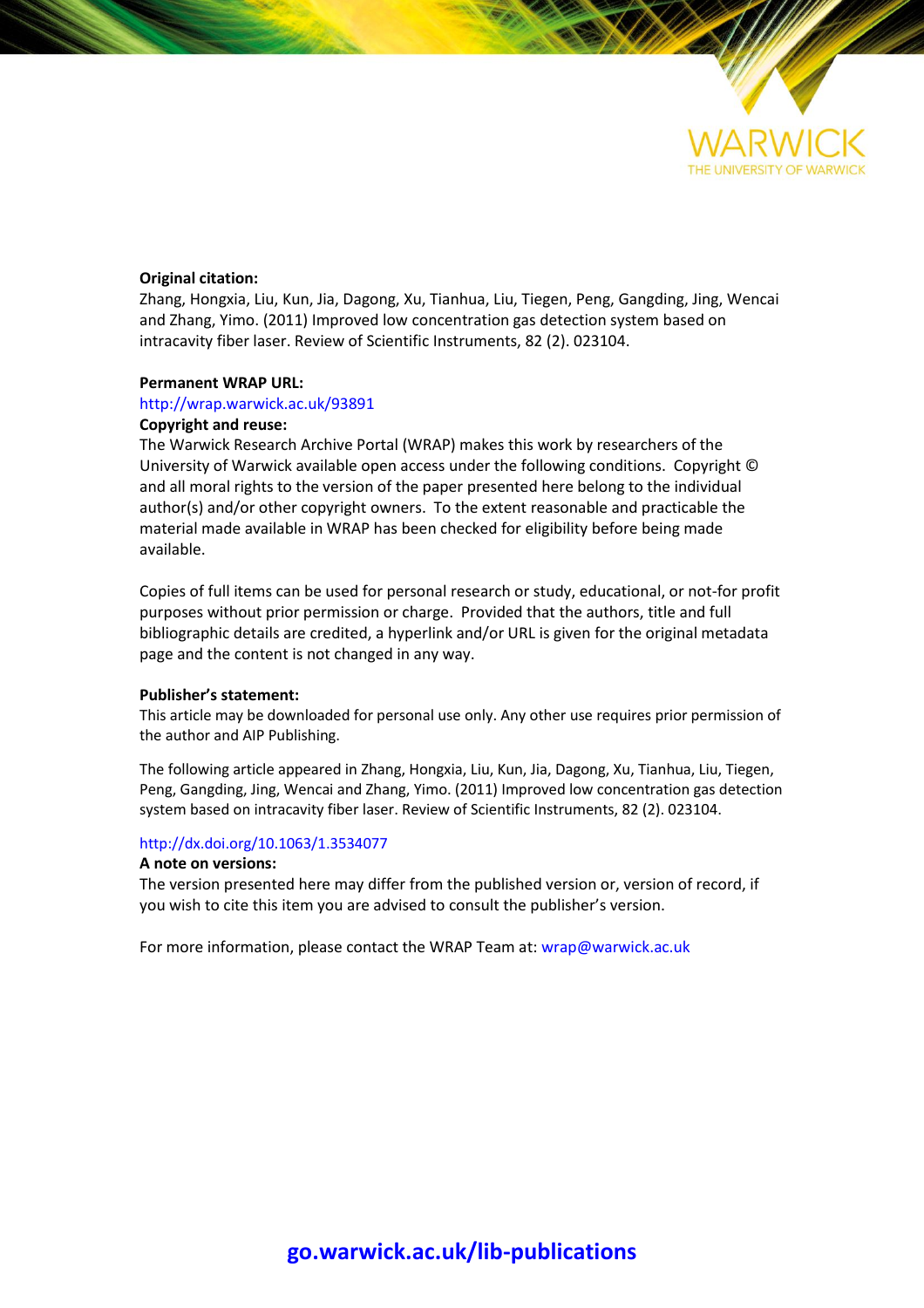WARWICK
THE UNIVERSITY OF WARWICK

**Original citation:**
Zhang, Hongxia, Liu, Kun, Jia, Dagong, Xu, Tianhua, Liu, Tiegen, Peng, Gangding, Jing, Wencai and Zhang, Yimo. (2011) Improved low concentration gas detection system based on intracavity fiber laser. Review of Scientific Instruments, 82 (2). 023104.

**Permanent WRAP URL:**
http://wrap.warwick.ac.uk/93891

**Copyright and reuse:**
The Warwick Research Archive Portal (WRAP) makes this work by researchers of the University of Warwick available open access under the following conditions. Copyright © and all moral rights to the version of the paper presented here belong to the individual author(s) and/or other copyright owners. To the extent reasonable and practicable the material made available in WRAP has been checked for eligibility before being made available.

Copies of full items can be used for personal research or study, educational, or not-for profit purposes without prior permission or charge. Provided that the authors, title and full bibliographic details are credited, a hyperlink and/or URL is given for the original metadata page and the content is not changed in any way.

**Publisher's statement:**
This article may be downloaded for personal use only. Any other use requires prior permission of the author and AIP Publishing.

The following article appeared in Zhang, Hongxia, Liu, Kun, Jia, Dagong, Xu, Tianhua, Liu, Tiegen, Peng, Gangding, Jing, Wencai and Zhang, Yimo. (2011) Improved low concentration gas detection system based on intracavity fiber laser. Review of Scientific Instruments, 82 (2). 023104.

http://dx.doi.org/10.1063/1.3534077

**A note on versions:**
The version presented here may differ from the published version or, version of record, if you wish to cite this item you are advised to consult the publisher's version.

For more information, please contact the WRAP Team at: wrap@warwick.ac.uk

**go.warwick.ac.uk/lib-publications**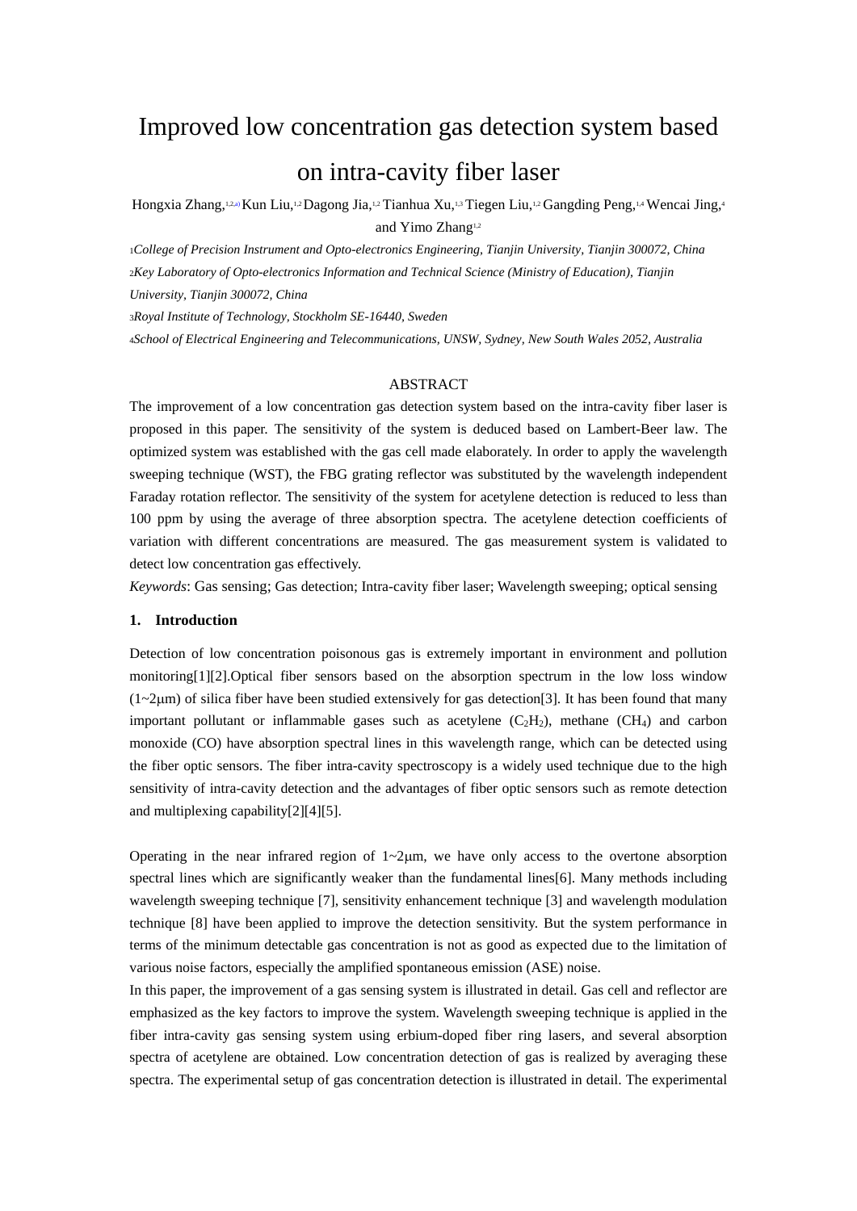# Improved low concentration gas detection system based on intra-cavity fiber laser

Hongxia Zhang,[1,2,a)] Kun Liu,[1,2] Dagong Jia,[1,2] Tianhua Xu,[1,3] Tiegen Liu,[1,2] Gangding Peng,[1,4] Wencai Jing,[4] and Yimo Zhang[1,2]

[1]*College of Precision Instrument and Opto-electronics Engineering, Tianjin University, Tianjin 300072, China*

[2]*Key Laboratory of Opto-electronics Information and Technical Science (Ministry of Education), Tianjin University, Tianjin 300072, China*

[3]*Royal Institute of Technology, Stockholm SE-16440, Sweden*

[4]*School of Electrical Engineering and Telecommunications, UNSW, Sydney, New South Wales 2052, Australia*

## ABSTRACT

The improvement of a low concentration gas detection system based on the intra-cavity fiber laser is proposed in this paper. The sensitivity of the system is deduced based on Lambert-Beer law. The optimized system was established with the gas cell made elaborately. In order to apply the wavelength sweeping technique (WST), the FBG grating reflector was substituted by the wavelength independent Faraday rotation reflector. The sensitivity of the system for acetylene detection is reduced to less than 100 ppm by using the average of three absorption spectra. The acetylene detection coefficients of variation with different concentrations are measured. The gas measurement system is validated to detect low concentration gas effectively.

*Keywords*: Gas sensing; Gas detection; Intra-cavity fiber laser; Wavelength sweeping; optical sensing

## 1. Introduction

Detection of low concentration poisonous gas is extremely important in environment and pollution monitoring[1][2].Optical fiber sensors based on the absorption spectrum in the low loss window (1~2μm) of silica fiber have been studied extensively for gas detection[3]. It has been found that many important pollutant or inflammable gases such as acetylene ($C_2H_2$), methane ($CH_4$) and carbon monoxide (CO) have absorption spectral lines in this wavelength range, which can be detected using the fiber optic sensors. The fiber intra-cavity spectroscopy is a widely used technique due to the high sensitivity of intra-cavity detection and the advantages of fiber optic sensors such as remote detection and multiplexing capability[2][4][5].

Operating in the near infrared region of 1~2μm, we have only access to the overtone absorption spectral lines which are significantly weaker than the fundamental lines[6]. Many methods including wavelength sweeping technique [7], sensitivity enhancement technique [3] and wavelength modulation technique [8] have been applied to improve the detection sensitivity. But the system performance in terms of the minimum detectable gas concentration is not as good as expected due to the limitation of various noise factors, especially the amplified spontaneous emission (ASE) noise.

In this paper, the improvement of a gas sensing system is illustrated in detail. Gas cell and reflector are emphasized as the key factors to improve the system. Wavelength sweeping technique is applied in the fiber intra-cavity gas sensing system using erbium-doped fiber ring lasers, and several absorption spectra of acetylene are obtained. Low concentration detection of gas is realized by averaging these spectra. The experimental setup of gas concentration detection is illustrated in detail. The experimental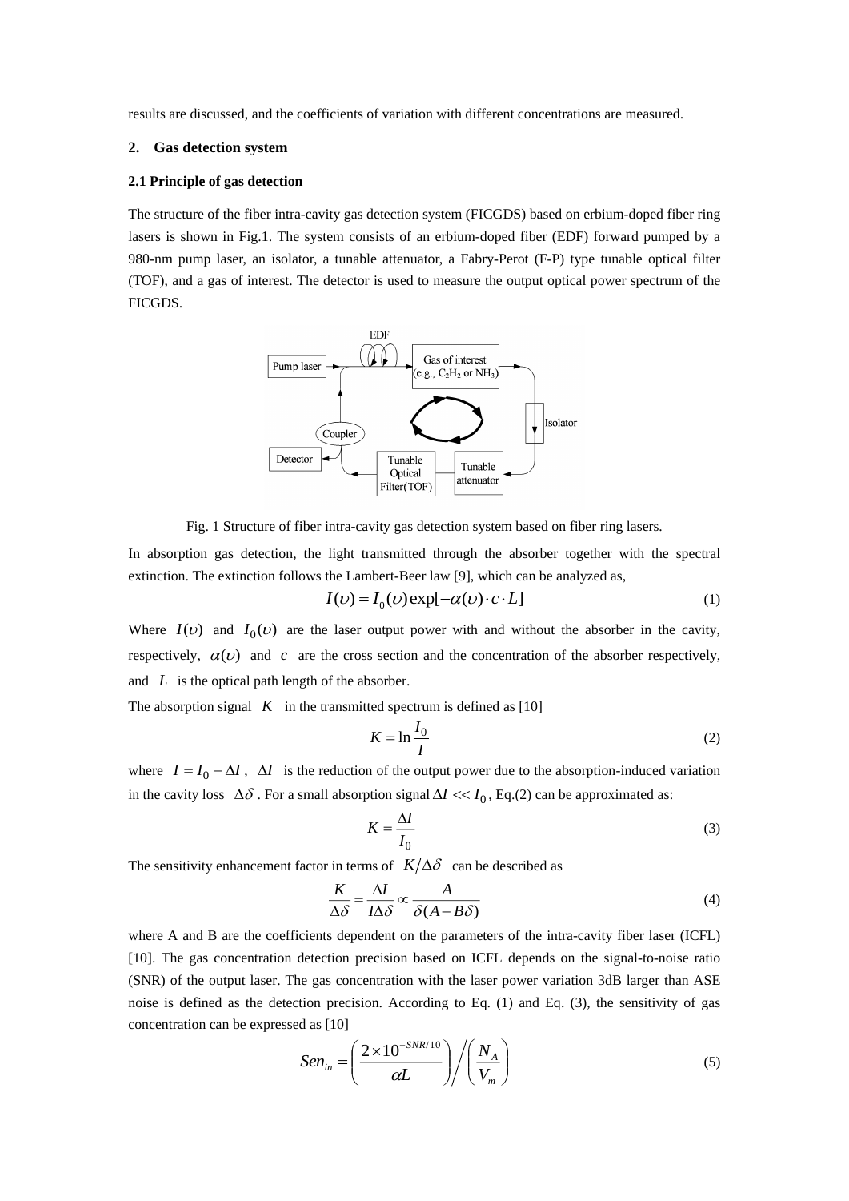results are discussed, and the coefficients of variation with different concentrations are measured.

## 2. Gas detection system

### 2.1 Principle of gas detection

The structure of the fiber intra-cavity gas detection system (FICGDS) based on erbium-doped fiber ring lasers is shown in Fig.1. The system consists of an erbium-doped fiber (EDF) forward pumped by a 980-nm pump laser, an isolator, a tunable attenuator, a Fabry-Perot (F-P) type tunable optical filter (TOF), and a gas of interest. The detector is used to measure the output optical power spectrum of the FICGDS.

Fig. 1 Structure of fiber intra-cavity gas detection system based on fiber ring lasers.

In absorption gas detection, the light transmitted through the absorber together with the spectral extinction. The extinction follows the Lambert-Beer law [9], which can be analyzed as,

$$I(\upsilon) = I_0(\upsilon)\exp[-\alpha(\upsilon)\cdot c \cdot L] \tag{1}$$

Where $I(\upsilon)$ and $I_0(\upsilon)$ are the laser output power with and without the absorber in the cavity, respectively, $\alpha(\upsilon)$ and $c$ are the cross section and the concentration of the absorber respectively, and $L$ is the optical path length of the absorber.

The absorption signal $K$ in the transmitted spectrum is defined as [10]

$$K = \ln\frac{I_0}{I} \tag{2}$$

where $I = I_0 - \Delta I$, $\Delta I$ is the reduction of the output power due to the absorption-induced variation in the cavity loss $\Delta\delta$. For a small absorption signal $\Delta I << I_0$, Eq.(2) can be approximated as:

$$K = \frac{\Delta I}{I_0} \tag{3}$$

The sensitivity enhancement factor in terms of $K/\Delta\delta$ can be described as

$$\frac{K}{\Delta\delta} = \frac{\Delta I}{I\Delta\delta} \propto \frac{A}{\delta(A - B\delta)} \tag{4}$$

where A and B are the coefficients dependent on the parameters of the intra-cavity fiber laser (ICFL) [10]. The gas concentration detection precision based on ICFL depends on the signal-to-noise ratio (SNR) of the output laser. The gas concentration with the laser power variation 3dB larger than ASE noise is defined as the detection precision. According to Eq. (1) and Eq. (3), the sensitivity of gas concentration can be expressed as [10]

$$Sen_{in} = \left(\frac{2\times 10^{-SNR/10}}{\alpha L}\right) \Bigg/ \left(\frac{N_A}{V_m}\right) \tag{5}$$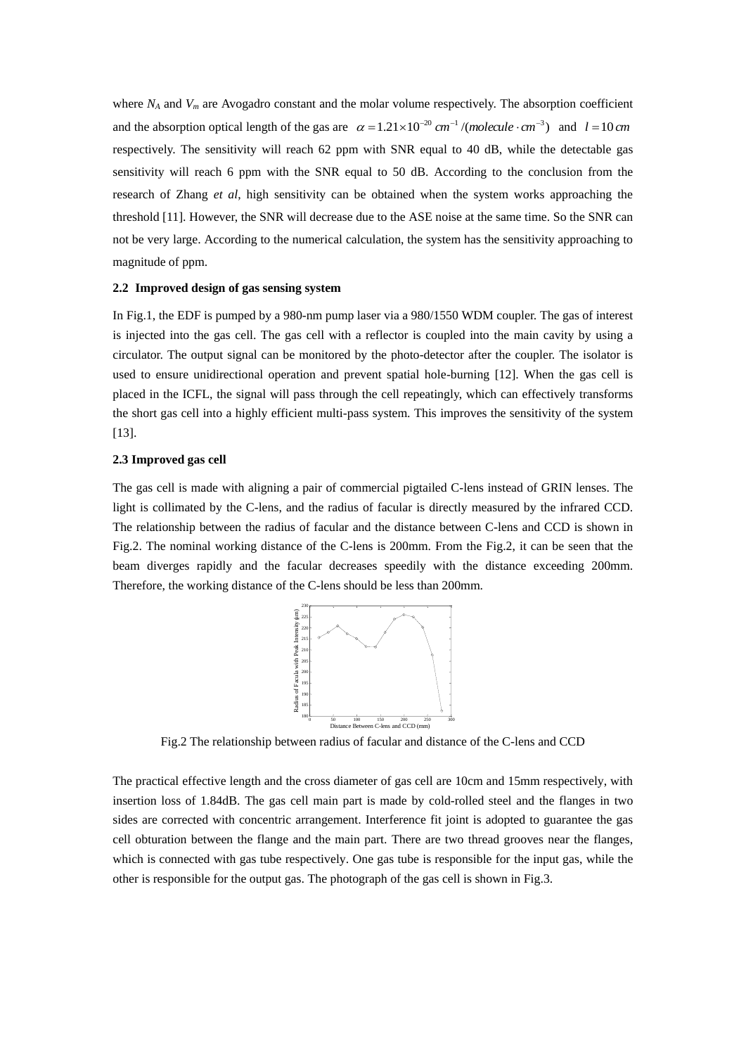where $N_A$ and $V_m$ are Avogadro constant and the molar volume respectively. The absorption coefficient and the absorption optical length of the gas are $\alpha = 1.21 \times 10^{-20}\ cm^{-1}/(molecule \cdot cm^{-3})$ and $l = 10\,cm$ respectively. The sensitivity will reach 62 ppm with SNR equal to 40 dB, while the detectable gas sensitivity will reach 6 ppm with the SNR equal to 50 dB. According to the conclusion from the research of Zhang *et al*, high sensitivity can be obtained when the system works approaching the threshold [11]. However, the SNR will decrease due to the ASE noise at the same time. So the SNR can not be very large. According to the numerical calculation, the system has the sensitivity approaching to magnitude of ppm.

### 2.2 Improved design of gas sensing system

In Fig.1, the EDF is pumped by a 980-nm pump laser via a 980/1550 WDM coupler. The gas of interest is injected into the gas cell. The gas cell with a reflector is coupled into the main cavity by using a circulator. The output signal can be monitored by the photo-detector after the coupler. The isolator is used to ensure unidirectional operation and prevent spatial hole-burning [12]. When the gas cell is placed in the ICFL, the signal will pass through the cell repeatingly, which can effectively transforms the short gas cell into a highly efficient multi-pass system. This improves the sensitivity of the system [13].

### 2.3 Improved gas cell

The gas cell is made with aligning a pair of commercial pigtailed C-lens instead of GRIN lenses. The light is collimated by the C-lens, and the radius of facular is directly measured by the infrared CCD. The relationship between the radius of facular and the distance between C-lens and CCD is shown in Fig.2. The nominal working distance of the C-lens is 200mm. From the Fig.2, it can be seen that the beam diverges rapidly and the facular decreases speedily with the distance exceeding 200mm. Therefore, the working distance of the C-lens should be less than 200mm.

Fig.2 The relationship between radius of facular and distance of the C-lens and CCD

The practical effective length and the cross diameter of gas cell are 10cm and 15mm respectively, with insertion loss of 1.84dB. The gas cell main part is made by cold-rolled steel and the flanges in two sides are corrected with concentric arrangement. Interference fit joint is adopted to guarantee the gas cell obturation between the flange and the main part. There are two thread grooves near the flanges, which is connected with gas tube respectively. One gas tube is responsible for the input gas, while the other is responsible for the output gas. The photograph of the gas cell is shown in Fig.3.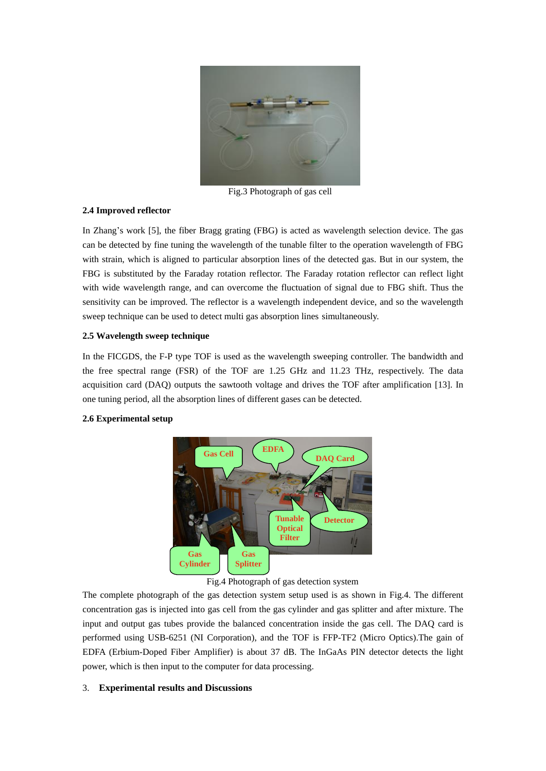Fig.3 Photograph of gas cell

### 2.4 Improved reflector

In Zhang's work [5], the fiber Bragg grating (FBG) is acted as wavelength selection device. The gas can be detected by fine tuning the wavelength of the tunable filter to the operation wavelength of FBG with strain, which is aligned to particular absorption lines of the detected gas. But in our system, the FBG is substituted by the Faraday rotation reflector. The Faraday rotation reflector can reflect light with wide wavelength range, and can overcome the fluctuation of signal due to FBG shift. Thus the sensitivity can be improved. The reflector is a wavelength independent device, and so the wavelength sweep technique can be used to detect multi gas absorption lines simultaneously.

### 2.5 Wavelength sweep technique

In the FICGDS, the F-P type TOF is used as the wavelength sweeping controller. The bandwidth and the free spectral range (FSR) of the TOF are 1.25 GHz and 11.23 THz, respectively. The data acquisition card (DAQ) outputs the sawtooth voltage and drives the TOF after amplification [13]. In one tuning period, all the absorption lines of different gases can be detected.

### 2.6 Experimental setup

Fig.4 Photograph of gas detection system

The complete photograph of the gas detection system setup used is as shown in Fig.4. The different concentration gas is injected into gas cell from the gas cylinder and gas splitter and after mixture. The input and output gas tubes provide the balanced concentration inside the gas cell. The DAQ card is performed using USB-6251 (NI Corporation), and the TOF is FFP-TF2 (Micro Optics).The gain of EDFA (Erbium-Doped Fiber Amplifier) is about 37 dB. The InGaAs PIN detector detects the light power, which is then input to the computer for data processing.

## 3. Experimental results and Discussions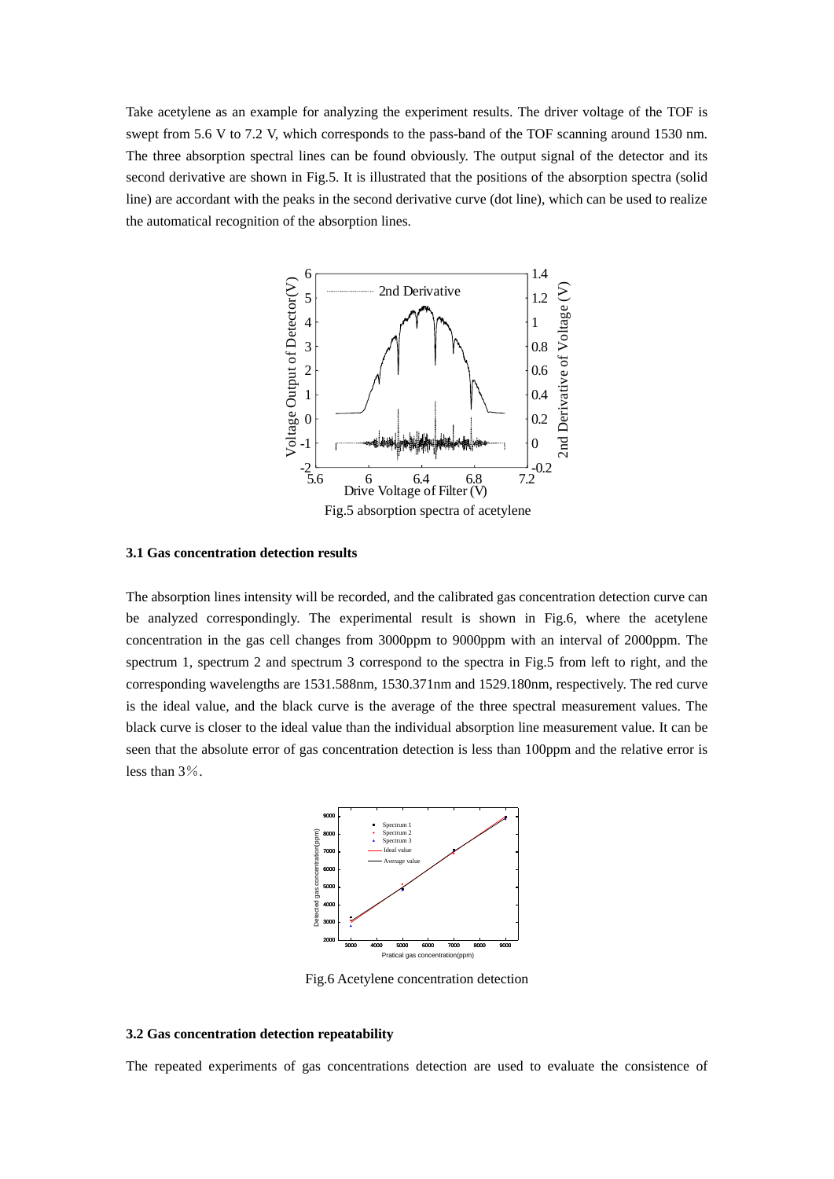Take acetylene as an example for analyzing the experiment results. The driver voltage of the TOF is swept from 5.6 V to 7.2 V, which corresponds to the pass-band of the TOF scanning around 1530 nm. The three absorption spectral lines can be found obviously. The output signal of the detector and its second derivative are shown in Fig.5. It is illustrated that the positions of the absorption spectra (solid line) are accordant with the peaks in the second derivative curve (dot line), which can be used to realize the automatical recognition of the absorption lines.

Fig.5 absorption spectra of acetylene

### 3.1 Gas concentration detection results

The absorption lines intensity will be recorded, and the calibrated gas concentration detection curve can be analyzed correspondingly. The experimental result is shown in Fig.6, where the acetylene concentration in the gas cell changes from 3000ppm to 9000ppm with an interval of 2000ppm. The spectrum 1, spectrum 2 and spectrum 3 correspond to the spectra in Fig.5 from left to right, and the corresponding wavelengths are 1531.588nm, 1530.371nm and 1529.180nm, respectively. The red curve is the ideal value, and the black curve is the average of the three spectral measurement values. The black curve is closer to the ideal value than the individual absorption line measurement value. It can be seen that the absolute error of gas concentration detection is less than 100ppm and the relative error is less than 3%.

Fig.6 Acetylene concentration detection

### 3.2 Gas concentration detection repeatability

The repeated experiments of gas concentrations detection are used to evaluate the consistence of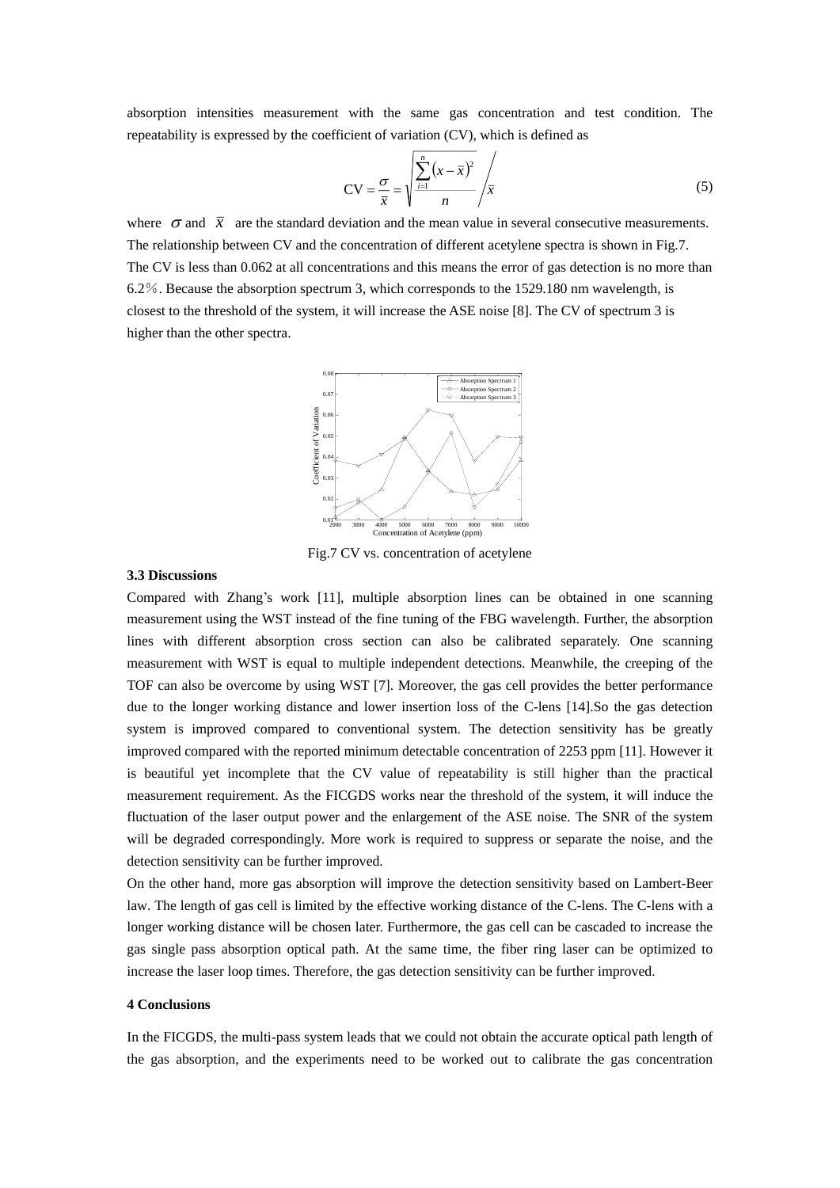absorption intensities measurement with the same gas concentration and test condition. The repeatability is expressed by the coefficient of variation (CV), which is defined as

$$\mathrm{CV} = \frac{\sigma}{\bar{x}} = \sqrt{\frac{\sum_{i=1}^{n}\left(x-\bar{x}\right)^2}{n}} \Bigg/ \bar{x} \tag{5}$$

where $\sigma$ and $\bar{x}$ are the standard deviation and the mean value in several consecutive measurements. The relationship between CV and the concentration of different acetylene spectra is shown in Fig.7. The CV is less than 0.062 at all concentrations and this means the error of gas detection is no more than 6.2％. Because the absorption spectrum 3, which corresponds to the 1529.180 nm wavelength, is closest to the threshold of the system, it will increase the ASE noise [8]. The CV of spectrum 3 is higher than the other spectra.

Fig.7 CV vs. concentration of acetylene

### 3.3 Discussions

Compared with Zhang's work [11], multiple absorption lines can be obtained in one scanning measurement using the WST instead of the fine tuning of the FBG wavelength. Further, the absorption lines with different absorption cross section can also be calibrated separately. One scanning measurement with WST is equal to multiple independent detections. Meanwhile, the creeping of the TOF can also be overcome by using WST [7]. Moreover, the gas cell provides the better performance due to the longer working distance and lower insertion loss of the C-lens [14].So the gas detection system is improved compared to conventional system. The detection sensitivity has be greatly improved compared with the reported minimum detectable concentration of 2253 ppm [11]. However it is beautiful yet incomplete that the CV value of repeatability is still higher than the practical measurement requirement. As the FICGDS works near the threshold of the system, it will induce the fluctuation of the laser output power and the enlargement of the ASE noise. The SNR of the system will be degraded correspondingly. More work is required to suppress or separate the noise, and the detection sensitivity can be further improved.

On the other hand, more gas absorption will improve the detection sensitivity based on Lambert-Beer law. The length of gas cell is limited by the effective working distance of the C-lens. The C-lens with a longer working distance will be chosen later. Furthermore, the gas cell can be cascaded to increase the gas single pass absorption optical path. At the same time, the fiber ring laser can be optimized to increase the laser loop times. Therefore, the gas detection sensitivity can be further improved.

## 4 Conclusions

In the FICGDS, the multi-pass system leads that we could not obtain the accurate optical path length of the gas absorption, and the experiments need to be worked out to calibrate the gas concentration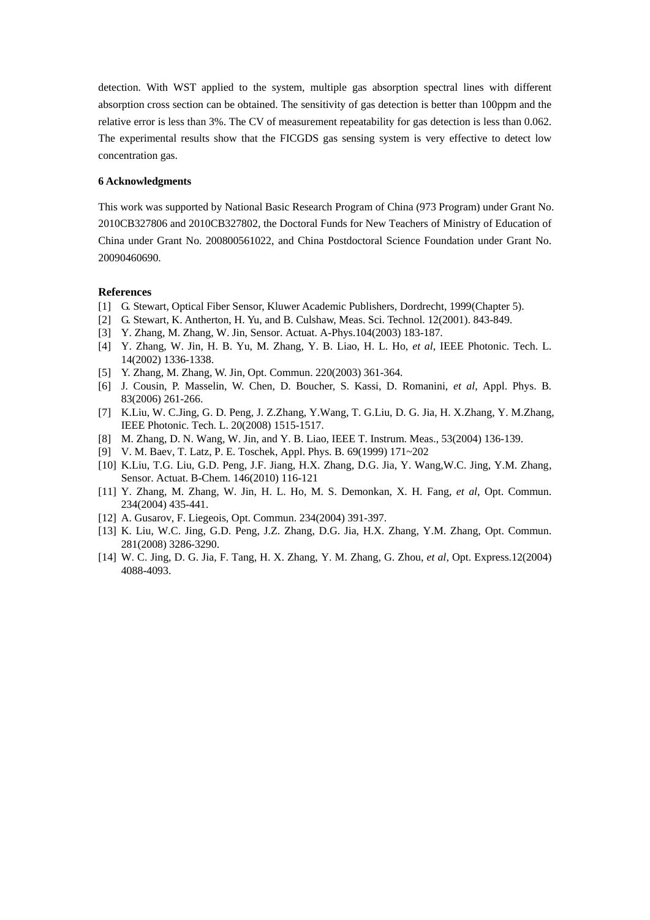detection. With WST applied to the system, multiple gas absorption spectral lines with different absorption cross section can be obtained. The sensitivity of gas detection is better than 100ppm and the relative error is less than 3%. The CV of measurement repeatability for gas detection is less than 0.062. The experimental results show that the FICGDS gas sensing system is very effective to detect low concentration gas.

**6 Acknowledgments**

This work was supported by National Basic Research Program of China (973 Program) under Grant No. 2010CB327806 and 2010CB327802, the Doctoral Funds for New Teachers of Ministry of Education of China under Grant No. 200800561022, and China Postdoctoral Science Foundation under Grant No. 20090460690.

**References**

[1] G. Stewart, Optical Fiber Sensor, Kluwer Academic Publishers, Dordrecht, 1999(Chapter 5).
[2] G. Stewart, K. Antherton, H. Yu, and B. Culshaw, Meas. Sci. Technol. 12(2001). 843-849.
[3] Y. Zhang, M. Zhang, W. Jin, Sensor. Actuat. A-Phys.104(2003) 183-187.
[4] Y. Zhang, W. Jin, H. B. Yu, M. Zhang, Y. B. Liao, H. L. Ho, *et al*, IEEE Photonic. Tech. L. 14(2002) 1336-1338.
[5] Y. Zhang, M. Zhang, W. Jin, Opt. Commun. 220(2003) 361-364.
[6] J. Cousin, P. Masselin, W. Chen, D. Boucher, S. Kassi, D. Romanini, *et al*, Appl. Phys. B. 83(2006) 261-266.
[7] K.Liu, W. C.Jing, G. D. Peng, J. Z.Zhang, Y.Wang, T. G.Liu, D. G. Jia, H. X.Zhang, Y. M.Zhang, IEEE Photonic. Tech. L. 20(2008) 1515-1517.
[8] M. Zhang, D. N. Wang, W. Jin, and Y. B. Liao, IEEE T. Instrum. Meas., 53(2004) 136-139.
[9] V. M. Baev, T. Latz, P. E. Toschek, Appl. Phys. B. 69(1999) 171~202
[10] K.Liu, T.G. Liu, G.D. Peng, J.F. Jiang, H.X. Zhang, D.G. Jia, Y. Wang,W.C. Jing, Y.M. Zhang, Sensor. Actuat. B-Chem. 146(2010) 116-121
[11] Y. Zhang, M. Zhang, W. Jin, H. L. Ho, M. S. Demonkan, X. H. Fang, *et al*, Opt. Commun. 234(2004) 435-441.
[12] A. Gusarov, F. Liegeois, Opt. Commun. 234(2004) 391-397.
[13] K. Liu, W.C. Jing, G.D. Peng, J.Z. Zhang, D.G. Jia, H.X. Zhang, Y.M. Zhang, Opt. Commun. 281(2008) 3286-3290.
[14] W. C. Jing, D. G. Jia, F. Tang, H. X. Zhang, Y. M. Zhang, G. Zhou, *et al*, Opt. Express.12(2004) 4088-4093.